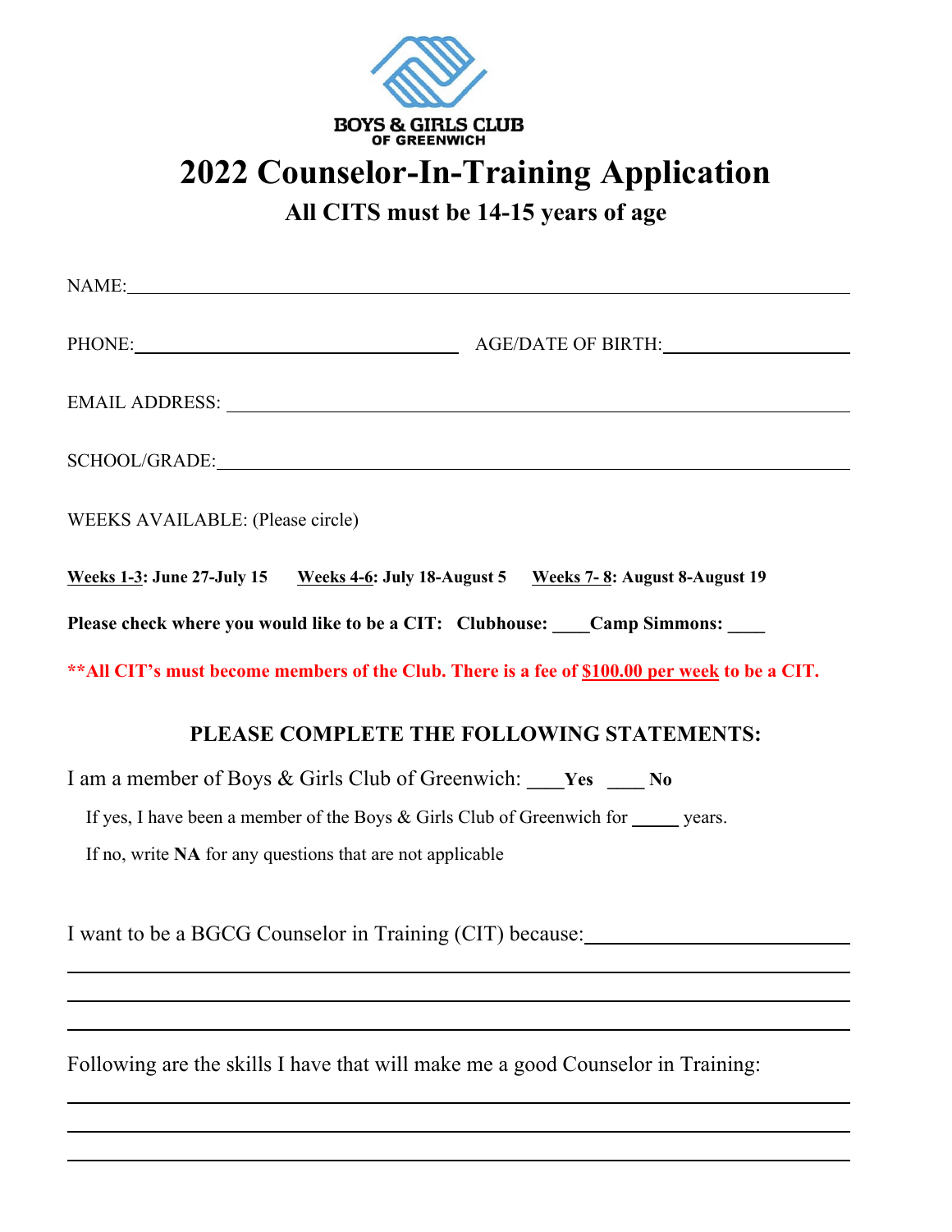BOYS & GIRLS CLUB
OF GREENWICH

# 2022 Counselor-In-Training Application

## All CITS must be 14-15 years of age

NAME:_______________________________________________

PHONE:_______________________ AGE/DATE OF BIRTH:_______________

EMAIL ADDRESS: _______________________________________

SCHOOL/GRADE:_______________________________________

WEEKS AVAILABLE: (Please circle)

**Weeks 1-3: June 27-July 15** **Weeks 4-6: July 18-August 5** **Weeks 7- 8: August 8-August 19**

**Please check where you would like to be a CIT: Clubhouse: ____Camp Simmons: ____**

****All CIT's must become members of the Club. There is a fee of $100.00 per week to be a CIT.**

### PLEASE COMPLETE THE FOLLOWING STATEMENTS:

I am a member of Boys & Girls Club of Greenwich: ____**Yes** ____ **No**

If yes, I have been a member of the Boys & Girls Club of Greenwich for _____ years.

If no, write **NA** for any questions that are not applicable

I want to be a BGCG Counselor in Training (CIT) because:_______________________

_______________________________________________

_______________________________________________

_______________________________________________

Following are the skills I have that will make me a good Counselor in Training:

_______________________________________________

_______________________________________________

_______________________________________________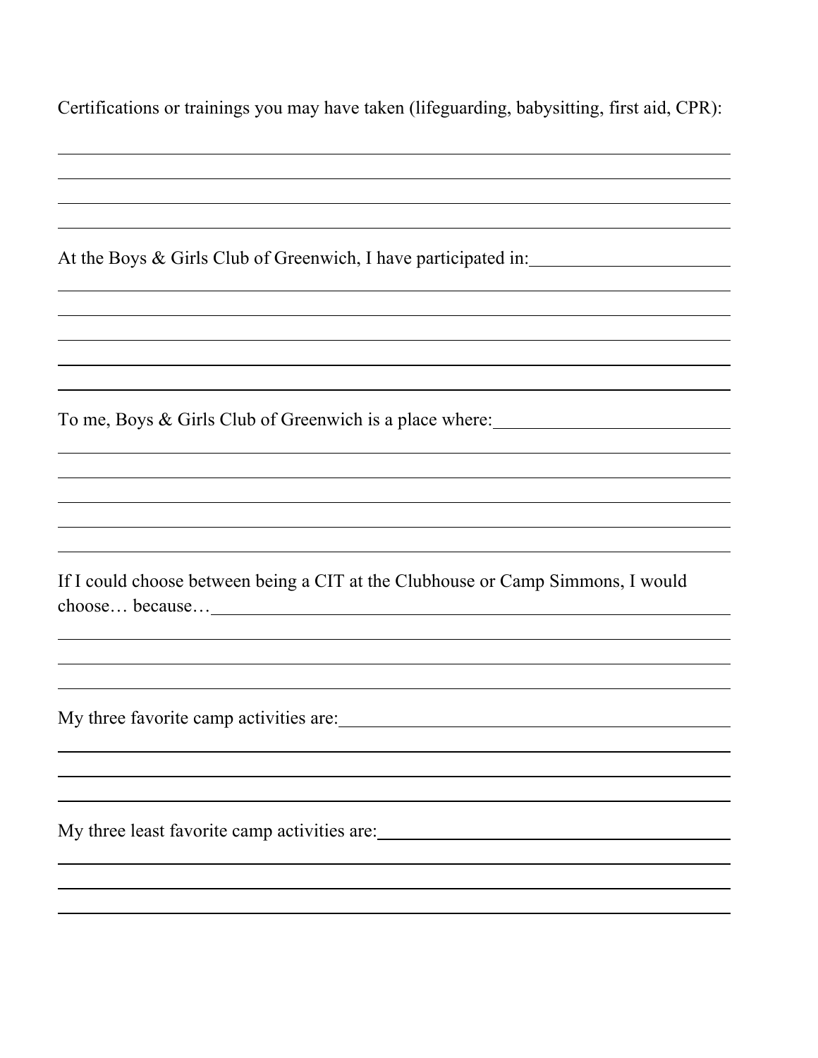Certifications or trainings you may have taken (lifeguarding, babysitting, first aid, CPR):

\_\_\_\_\_\_\_\_\_\_\_\_\_\_\_\_\_\_\_\_\_\_\_\_\_\_\_\_\_\_\_\_\_\_\_\_\_\_\_\_\_\_\_\_\_\_\_\_\_\_\_\_\_\_\_\_\_\_\_\_\_\_\_\_\_\_\_\_\_\_

\_\_\_\_\_\_\_\_\_\_\_\_\_\_\_\_\_\_\_\_\_\_\_\_\_\_\_\_\_\_\_\_\_\_\_\_\_\_\_\_\_\_\_\_\_\_\_\_\_\_\_\_\_\_\_\_\_\_\_\_\_\_\_\_\_\_\_\_\_\_

\_\_\_\_\_\_\_\_\_\_\_\_\_\_\_\_\_\_\_\_\_\_\_\_\_\_\_\_\_\_\_\_\_\_\_\_\_\_\_\_\_\_\_\_\_\_\_\_\_\_\_\_\_\_\_\_\_\_\_\_\_\_\_\_\_\_\_\_\_\_

\_\_\_\_\_\_\_\_\_\_\_\_\_\_\_\_\_\_\_\_\_\_\_\_\_\_\_\_\_\_\_\_\_\_\_\_\_\_\_\_\_\_\_\_\_\_\_\_\_\_\_\_\_\_\_\_\_\_\_\_\_\_\_\_\_\_\_\_\_\_

At the Boys & Girls Club of Greenwich, I have participated in: \_\_\_\_\_\_\_\_\_\_\_\_\_\_\_\_\_\_\_\_

\_\_\_\_\_\_\_\_\_\_\_\_\_\_\_\_\_\_\_\_\_\_\_\_\_\_\_\_\_\_\_\_\_\_\_\_\_\_\_\_\_\_\_\_\_\_\_\_\_\_\_\_\_\_\_\_\_\_\_\_\_\_\_\_\_\_\_\_\_\_

\_\_\_\_\_\_\_\_\_\_\_\_\_\_\_\_\_\_\_\_\_\_\_\_\_\_\_\_\_\_\_\_\_\_\_\_\_\_\_\_\_\_\_\_\_\_\_\_\_\_\_\_\_\_\_\_\_\_\_\_\_\_\_\_\_\_\_\_\_\_

\_\_\_\_\_\_\_\_\_\_\_\_\_\_\_\_\_\_\_\_\_\_\_\_\_\_\_\_\_\_\_\_\_\_\_\_\_\_\_\_\_\_\_\_\_\_\_\_\_\_\_\_\_\_\_\_\_\_\_\_\_\_\_\_\_\_\_\_\_\_

\_\_\_\_\_\_\_\_\_\_\_\_\_\_\_\_\_\_\_\_\_\_\_\_\_\_\_\_\_\_\_\_\_\_\_\_\_\_\_\_\_\_\_\_\_\_\_\_\_\_\_\_\_\_\_\_\_\_\_\_\_\_\_\_\_\_\_\_\_\_

\_\_\_\_\_\_\_\_\_\_\_\_\_\_\_\_\_\_\_\_\_\_\_\_\_\_\_\_\_\_\_\_\_\_\_\_\_\_\_\_\_\_\_\_\_\_\_\_\_\_\_\_\_\_\_\_\_\_\_\_\_\_\_\_\_\_\_\_\_\_

To me, Boys & Girls Club of Greenwich is a place where: \_\_\_\_\_\_\_\_\_\_\_\_\_\_\_\_\_\_\_\_\_\_\_\_

\_\_\_\_\_\_\_\_\_\_\_\_\_\_\_\_\_\_\_\_\_\_\_\_\_\_\_\_\_\_\_\_\_\_\_\_\_\_\_\_\_\_\_\_\_\_\_\_\_\_\_\_\_\_\_\_\_\_\_\_\_\_\_\_\_\_\_\_\_\_

\_\_\_\_\_\_\_\_\_\_\_\_\_\_\_\_\_\_\_\_\_\_\_\_\_\_\_\_\_\_\_\_\_\_\_\_\_\_\_\_\_\_\_\_\_\_\_\_\_\_\_\_\_\_\_\_\_\_\_\_\_\_\_\_\_\_\_\_\_\_

\_\_\_\_\_\_\_\_\_\_\_\_\_\_\_\_\_\_\_\_\_\_\_\_\_\_\_\_\_\_\_\_\_\_\_\_\_\_\_\_\_\_\_\_\_\_\_\_\_\_\_\_\_\_\_\_\_\_\_\_\_\_\_\_\_\_\_\_\_\_

\_\_\_\_\_\_\_\_\_\_\_\_\_\_\_\_\_\_\_\_\_\_\_\_\_\_\_\_\_\_\_\_\_\_\_\_\_\_\_\_\_\_\_\_\_\_\_\_\_\_\_\_\_\_\_\_\_\_\_\_\_\_\_\_\_\_\_\_\_\_

\_\_\_\_\_\_\_\_\_\_\_\_\_\_\_\_\_\_\_\_\_\_\_\_\_\_\_\_\_\_\_\_\_\_\_\_\_\_\_\_\_\_\_\_\_\_\_\_\_\_\_\_\_\_\_\_\_\_\_\_\_\_\_\_\_\_\_\_\_\_

If I could choose between being a CIT at the Clubhouse or Camp Simmons, I would choose… because… \_\_\_\_\_\_\_\_\_\_\_\_\_\_\_\_\_\_\_\_\_\_\_\_\_\_\_\_\_\_\_\_\_\_\_\_\_\_\_\_\_\_\_\_\_\_\_\_\_\_\_\_

\_\_\_\_\_\_\_\_\_\_\_\_\_\_\_\_\_\_\_\_\_\_\_\_\_\_\_\_\_\_\_\_\_\_\_\_\_\_\_\_\_\_\_\_\_\_\_\_\_\_\_\_\_\_\_\_\_\_\_\_\_\_\_\_\_\_\_\_\_\_

\_\_\_\_\_\_\_\_\_\_\_\_\_\_\_\_\_\_\_\_\_\_\_\_\_\_\_\_\_\_\_\_\_\_\_\_\_\_\_\_\_\_\_\_\_\_\_\_\_\_\_\_\_\_\_\_\_\_\_\_\_\_\_\_\_\_\_\_\_\_

\_\_\_\_\_\_\_\_\_\_\_\_\_\_\_\_\_\_\_\_\_\_\_\_\_\_\_\_\_\_\_\_\_\_\_\_\_\_\_\_\_\_\_\_\_\_\_\_\_\_\_\_\_\_\_\_\_\_\_\_\_\_\_\_\_\_\_\_\_\_

My three favorite camp activities are: \_\_\_\_\_\_\_\_\_\_\_\_\_\_\_\_\_\_\_\_\_\_\_\_\_\_\_\_\_\_\_\_\_\_\_\_\_\_\_

\_\_\_\_\_\_\_\_\_\_\_\_\_\_\_\_\_\_\_\_\_\_\_\_\_\_\_\_\_\_\_\_\_\_\_\_\_\_\_\_\_\_\_\_\_\_\_\_\_\_\_\_\_\_\_\_\_\_\_\_\_\_\_\_\_\_\_\_\_\_

\_\_\_\_\_\_\_\_\_\_\_\_\_\_\_\_\_\_\_\_\_\_\_\_\_\_\_\_\_\_\_\_\_\_\_\_\_\_\_\_\_\_\_\_\_\_\_\_\_\_\_\_\_\_\_\_\_\_\_\_\_\_\_\_\_\_\_\_\_\_

\_\_\_\_\_\_\_\_\_\_\_\_\_\_\_\_\_\_\_\_\_\_\_\_\_\_\_\_\_\_\_\_\_\_\_\_\_\_\_\_\_\_\_\_\_\_\_\_\_\_\_\_\_\_\_\_\_\_\_\_\_\_\_\_\_\_\_\_\_\_

My three least favorite camp activities are: \_\_\_\_\_\_\_\_\_\_\_\_\_\_\_\_\_\_\_\_\_\_\_\_\_\_\_\_\_\_\_\_\_\_\_

\_\_\_\_\_\_\_\_\_\_\_\_\_\_\_\_\_\_\_\_\_\_\_\_\_\_\_\_\_\_\_\_\_\_\_\_\_\_\_\_\_\_\_\_\_\_\_\_\_\_\_\_\_\_\_\_\_\_\_\_\_\_\_\_\_\_\_\_\_\_

\_\_\_\_\_\_\_\_\_\_\_\_\_\_\_\_\_\_\_\_\_\_\_\_\_\_\_\_\_\_\_\_\_\_\_\_\_\_\_\_\_\_\_\_\_\_\_\_\_\_\_\_\_\_\_\_\_\_\_\_\_\_\_\_\_\_\_\_\_\_

\_\_\_\_\_\_\_\_\_\_\_\_\_\_\_\_\_\_\_\_\_\_\_\_\_\_\_\_\_\_\_\_\_\_\_\_\_\_\_\_\_\_\_\_\_\_\_\_\_\_\_\_\_\_\_\_\_\_\_\_\_\_\_\_\_\_\_\_\_\_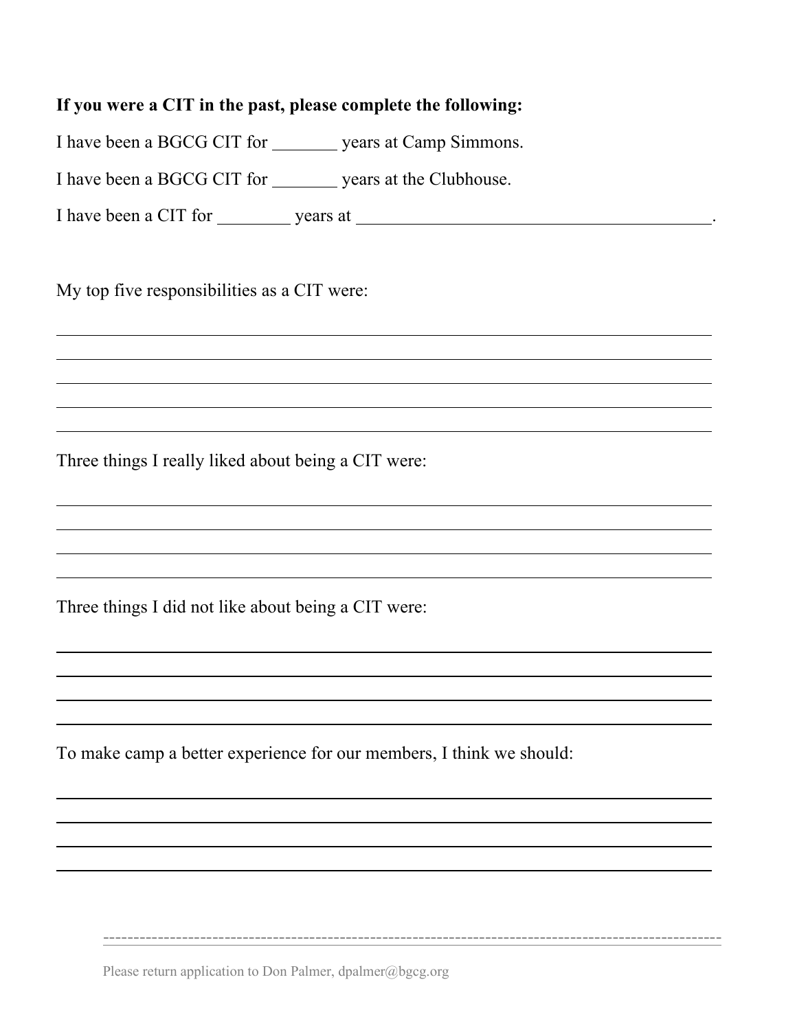**If you were a CIT in the past, please complete the following:**

I have been a BGCG CIT for _______ years at Camp Simmons.

I have been a BGCG CIT for _______ years at the Clubhouse.

I have been a CIT for ________ years at ________________________________________.

My top five responsibilities as a CIT were:

______________________________________________________________________________

______________________________________________________________________________

______________________________________________________________________________

______________________________________________________________________________

______________________________________________________________________________

Three things I really liked about being a CIT were:

______________________________________________________________________________

______________________________________________________________________________

______________________________________________________________________________

______________________________________________________________________________

Three things I did not like about being a CIT were:

______________________________________________________________________________

______________________________________________________________________________

______________________________________________________________________________

______________________________________________________________________________

To make camp a better experience for our members, I think we should:

______________________________________________________________________________

______________________________________________________________________________

______________________________________________________________________________

______________________________________________________________________________

---

Please return application to Don Palmer, dpalmer@bgcg.org